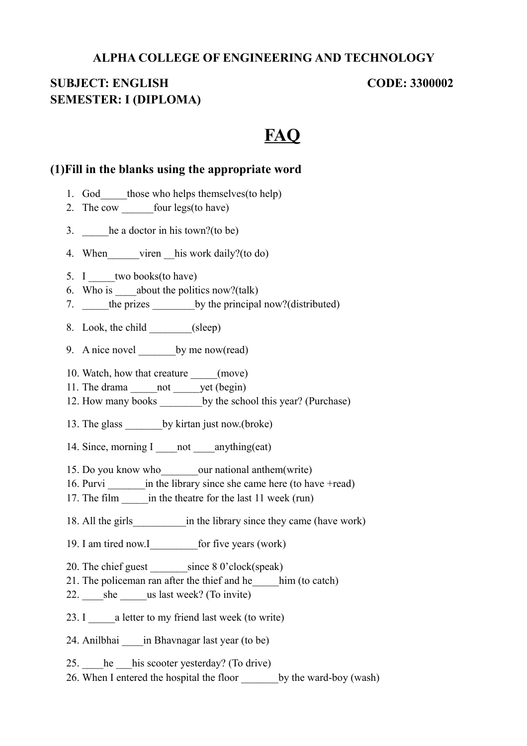**ALPHA COLLEGE OF ENGINEERING AND TECHNOLOGY**

**SUBJECT: ENGLISH** **CODE: 3300002**
**SEMESTER: I (DIPLOMA)**

# FAQ

### (1)Fill in the blanks using the appropriate word

1. God_____those who helps themselves(to help)
2. The cow ______four legs(to have)
3. _____he a doctor in his town?(to be)
4. When______viren __his work daily?(to do)
5. I _____two books(to have)
6. Who is ____about the politics now?(talk)
7. _____the prizes ________by the principal now?(distributed)
8. Look, the child ________(sleep)
9. A nice novel _______by me now(read)
10. Watch, how that creature _____(move)
11. The drama _____not _____yet (begin)
12. How many books ________by the school this year? (Purchase)
13. The glass _______by kirtan just now.(broke)
14. Since, morning I ____not ____anything(eat)
15. Do you know who_______our national anthem(write)
16. Purvi _______in the library since she came here (to have +read)
17. The film _____in the theatre for the last 11 week (run)
18. All the girls__________in the library since they came (have work)
19. I am tired now.I_________for five years (work)
20. The chief guest _______since 8 0'clock(speak)
21. The policeman ran after the thief and he_____him (to catch)
22. ____she _____us last week? (To invite)
23. I _____a letter to my friend last week (to write)
24. Anilbhai ____in Bhavnagar last year (to be)
25. ____he ___his scooter yesterday? (To drive)
26. When I entered the hospital the floor _______by the ward-boy (wash)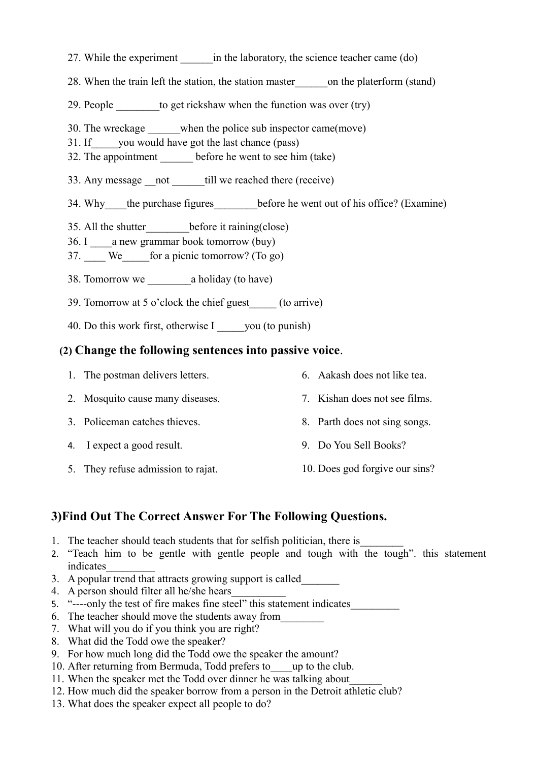27. While the experiment ______in the laboratory, the science teacher came (do)

28. When the train left the station, the station master______on the platerform (stand)

29. People ________to get rickshaw when the function was over (try)

30. The wreckage ______when the police sub inspector came(move)
31. If_____you would have got the last chance (pass)
32. The appointment ______ before he went to see him (take)

33. Any message __not ______till we reached there (receive)

34. Why____the purchase figures________before he went out of his office? (Examine)

35. All the shutter________before it raining(close)
36. I ____a new grammar book tomorrow (buy)
37. ____ We_____for a picnic tomorrow? (To go)

38. Tomorrow we ________a holiday (to have)

39. Tomorrow at 5 o'clock the chief guest_____ (to arrive)

40. Do this work first, otherwise I _____you (to punish)

## (2) Change the following sentences into passive voice.

1. The postman delivers letters.
2. Mosquito cause many diseases.
3. Policeman catches thieves.
4. I expect a good result.
5. They refuse admission to rajat.
6. Aakash does not like tea.
7. Kishan does not see films.
8. Parth does not sing songs.
9. Do You Sell Books?
10. Does god forgive our sins?

## 3)Find Out The Correct Answer For The Following Questions.

1. The teacher should teach students that for selfish politician, there is________
2. "Teach him to be gentle with gentle people and tough with the tough". this statement indicates_________
3. A popular trend that attracts growing support is called_______
4. A person should filter all he/she hears__________
5. "----only the test of fire makes fine steel" this statement indicates_________
6. The teacher should move the students away from________
7. What will you do if you think you are right?
8. What did the Todd owe the speaker?
9. For how much long did the Todd owe the speaker the amount?
10. After returning from Bermuda, Todd prefers to____up to the club.
11. When the speaker met the Todd over dinner he was talking about______
12. How much did the speaker borrow from a person in the Detroit athletic club?
13. What does the speaker expect all people to do?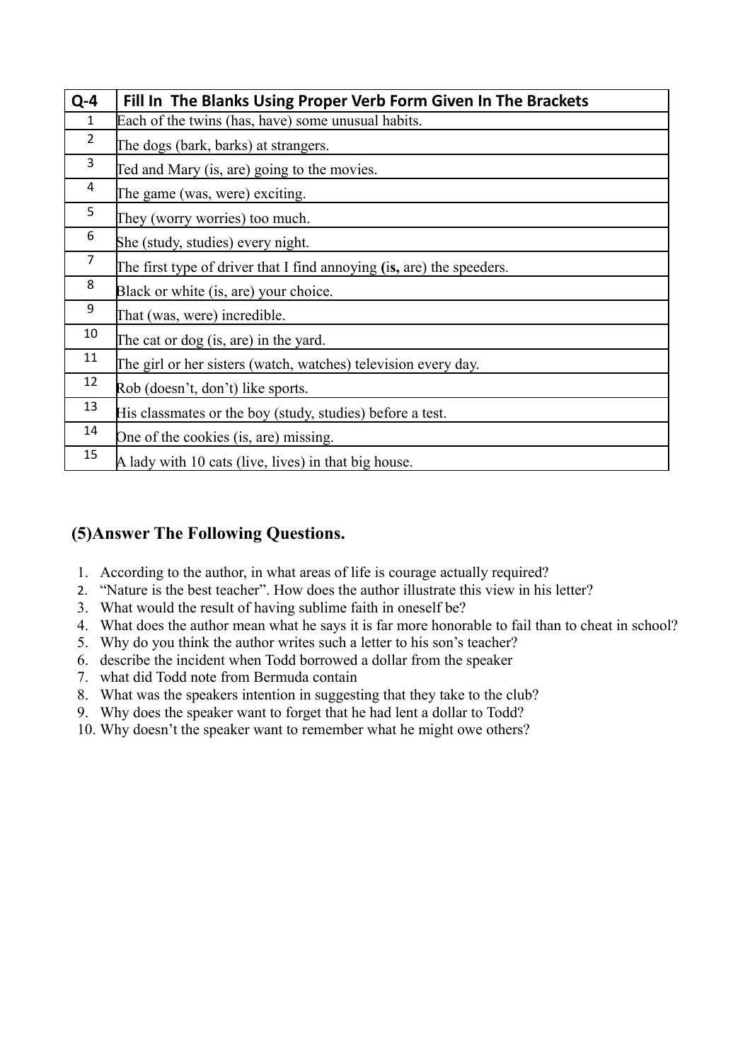| Q-4 | **Fill In The Blanks Using Proper Verb Form Given In The Brackets** |
|---|---|
| 1 | Each of the twins (has, have) some unusual habits. |
| 2 | The dogs (bark, barks) at strangers. |
| 3 | Ted and Mary (is, are) going to the movies. |
| 4 | The game (was, were) exciting. |
| 5 | They (worry worries) too much. |
| 6 | She (study, studies) every night. |
| 7 | The first type of driver that I find annoying **(is,** are) the speeders. |
| 8 | Black or white (is, are) your choice. |
| 9 | That (was, were) incredible. |
| 10 | The cat or dog (is, are) in the yard. |
| 11 | The girl or her sisters (watch, watches) television every day. |
| 12 | Rob (doesn't, don't) like sports. |
| 13 | His classmates or the boy (study, studies) before a test. |
| 14 | One of the cookies (is, are) missing. |
| 15 | A lady with 10 cats (live, lives) in that big house. |

## (5)Answer The Following Questions.

1. According to the author, in what areas of life is courage actually required?
2. "Nature is the best teacher". How does the author illustrate this view in his letter?
3. What would the result of having sublime faith in oneself be?
4. What does the author mean what he says it is far more honorable to fail than to cheat in school?
5. Why do you think the author writes such a letter to his son's teacher?
6. describe the incident when Todd borrowed a dollar from the speaker
7. what did Todd note from Bermuda contain
8. What was the speakers intention in suggesting that they take to the club?
9. Why does the speaker want to forget that he had lent a dollar to Todd?
10. Why doesn't the speaker want to remember what he might owe others?